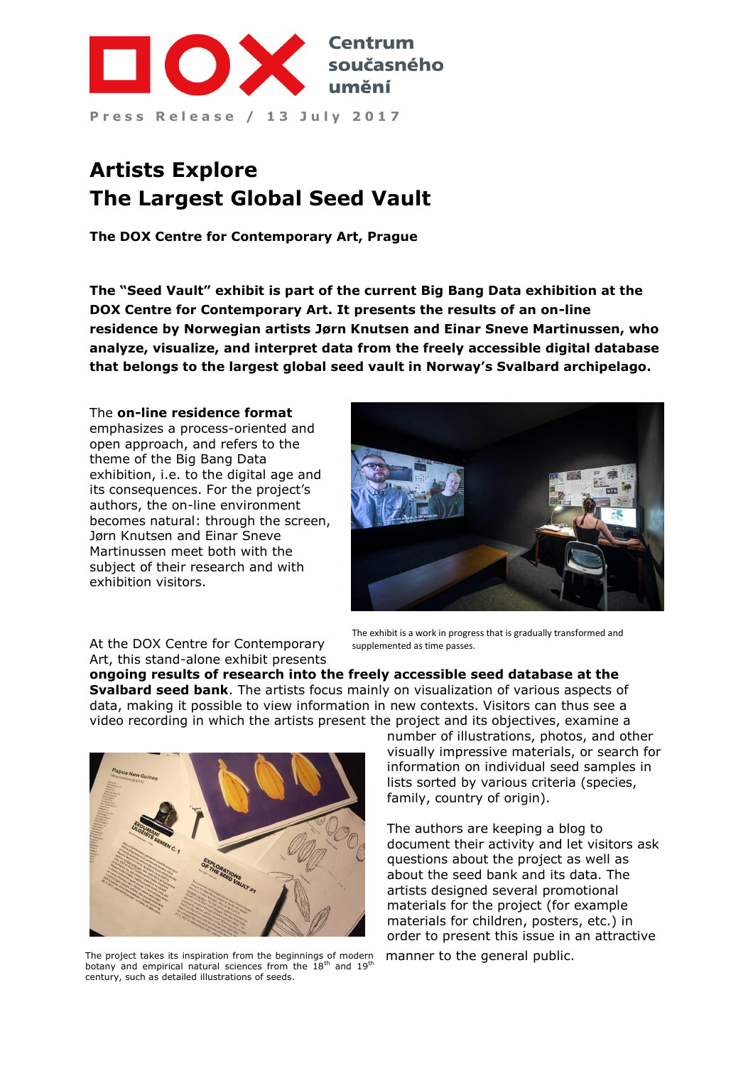Centrum současného umění

Press Release / 13 July 2017

# Artists Explore The Largest Global Seed Vault

**The DOX Centre for Contemporary Art, Prague**

**The "Seed Vault" exhibit is part of the current Big Bang Data exhibition at the DOX Centre for Contemporary Art. It presents the results of an on-line residence by Norwegian artists Jørn Knutsen and Einar Sneve Martinussen, who analyze, visualize, and interpret data from the freely accessible digital database that belongs to the largest global seed vault in Norway's Svalbard archipelago.**

The **on-line residence format** emphasizes a process-oriented and open approach, and refers to the theme of the Big Bang Data exhibition, i.e. to the digital age and its consequences. For the project's authors, the on-line environment becomes natural: through the screen, Jørn Knutsen and Einar Sneve Martinussen meet both with the subject of their research and with exhibition visitors.

The exhibit is a work in progress that is gradually transformed and supplemented as time passes.

At the DOX Centre for Contemporary Art, this stand-alone exhibit presents **ongoing results of research into the freely accessible seed database at the Svalbard seed bank**. The artists focus mainly on visualization of various aspects of data, making it possible to view information in new contexts. Visitors can thus see a video recording in which the artists present the project and its objectives, examine a number of illustrations, photos, and other visually impressive materials, or search for information on individual seed samples in lists sorted by various criteria (species, family, country of origin).

The authors are keeping a blog to document their activity and let visitors ask questions about the project as well as about the seed bank and its data. The artists designed several promotional materials for the project (for example materials for children, posters, etc.) in order to present this issue in an attractive manner to the general public.

The project takes its inspiration from the beginnings of modern botany and empirical natural sciences from the 18th and 19th century, such as detailed illustrations of seeds.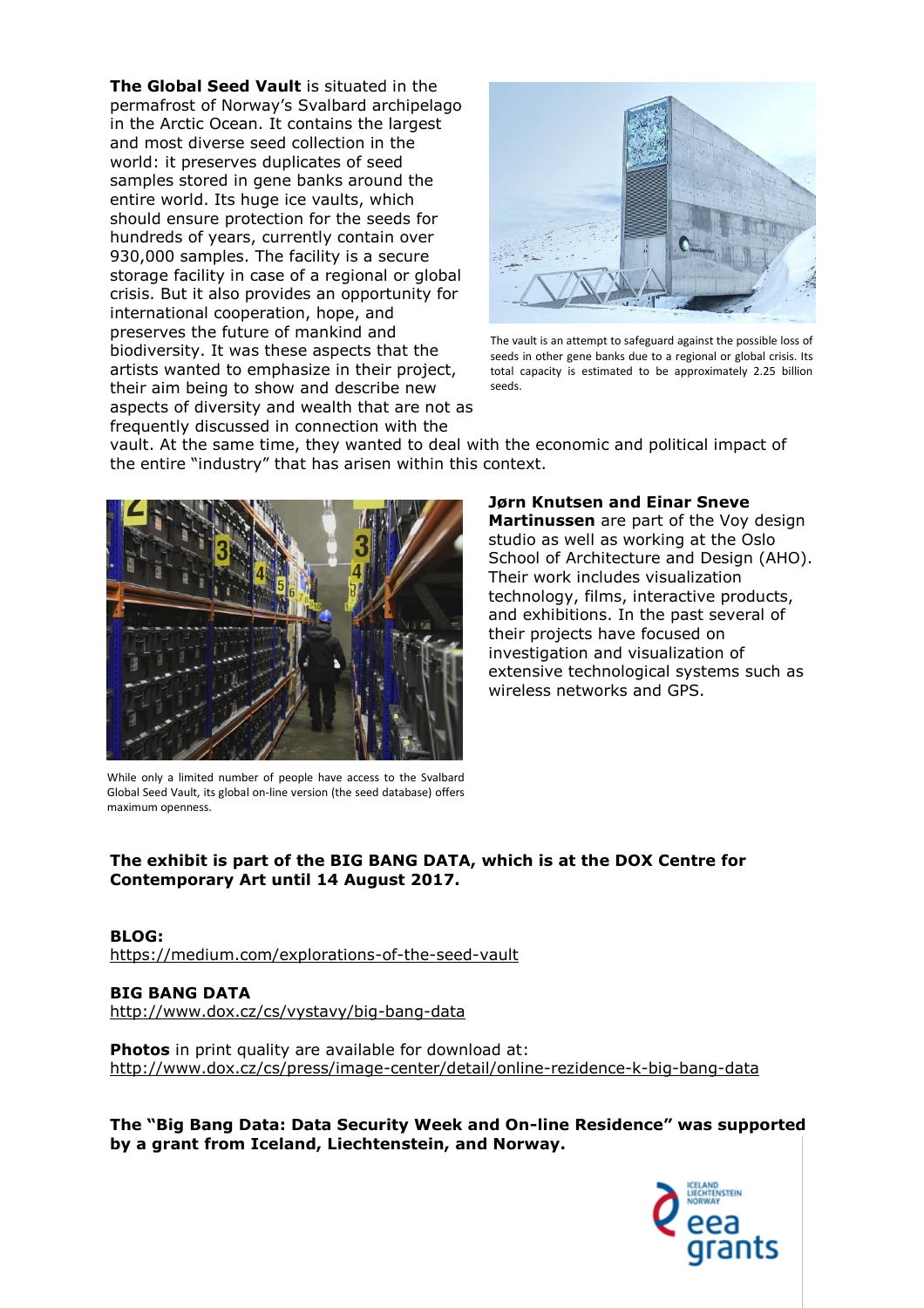**The Global Seed Vault** is situated in the permafrost of Norway's Svalbard archipelago in the Arctic Ocean. It contains the largest and most diverse seed collection in the world: it preserves duplicates of seed samples stored in gene banks around the entire world. Its huge ice vaults, which should ensure protection for the seeds for hundreds of years, currently contain over 930,000 samples. The facility is a secure storage facility in case of a regional or global crisis. But it also provides an opportunity for international cooperation, hope, and preserves the future of mankind and biodiversity. It was these aspects that the artists wanted to emphasize in their project, their aim being to show and describe new aspects of diversity and wealth that are not as frequently discussed in connection with the vault. At the same time, they wanted to deal with the economic and political impact of the entire "industry" that has arisen within this context.

The vault is an attempt to safeguard against the possible loss of seeds in other gene banks due to a regional or global crisis. Its total capacity is estimated to be approximately 2.25 billion seeds.

**Jørn Knutsen and Einar Sneve Martinussen** are part of the Voy design studio as well as working at the Oslo School of Architecture and Design (AHO). Their work includes visualization technology, films, interactive products, and exhibitions. In the past several of their projects have focused on investigation and visualization of extensive technological systems such as wireless networks and GPS.

While only a limited number of people have access to the Svalbard Global Seed Vault, its global on-line version (the seed database) offers maximum openness.

**The exhibit is part of the BIG BANG DATA, which is at the DOX Centre for Contemporary Art until 14 August 2017.**

**BLOG:**
https://medium.com/explorations-of-the-seed-vault

**BIG BANG DATA**
http://www.dox.cz/cs/vystavy/big-bang-data

**Photos** in print quality are available for download at:
http://www.dox.cz/cs/press/image-center/detail/online-rezidence-k-big-bang-data

**The "Big Bang Data: Data Security Week and On-line Residence" was supported by a grant from Iceland, Liechtenstein, and Norway.**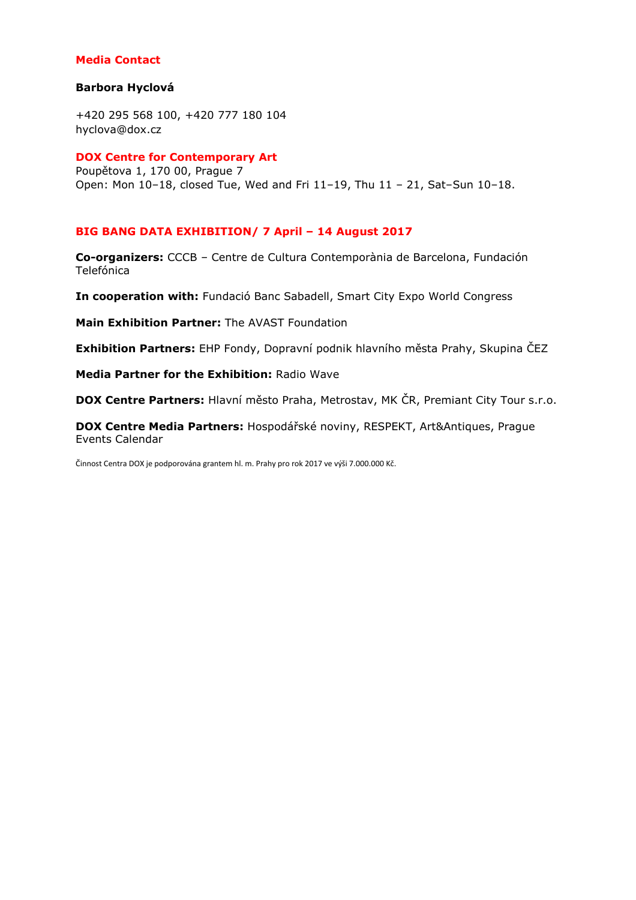## Media Contact

**Barbora Hyclová**

+420 295 568 100, +420 777 180 104
hyclova@dox.cz

**DOX Centre for Contemporary Art**
Poupětova 1, 170 00, Prague 7
Open: Mon 10–18, closed Tue, Wed and Fri 11–19, Thu 11 – 21, Sat–Sun 10–18.

## BIG BANG DATA EXHIBITION/ 7 April – 14 August 2017

**Co-organizers:** CCCB – Centre de Cultura Contemporània de Barcelona, Fundación Telefónica

**In cooperation with:** Fundació Banc Sabadell, Smart City Expo World Congress

**Main Exhibition Partner:** The AVAST Foundation

**Exhibition Partners:** EHP Fondy, Dopravní podnik hlavního města Prahy, Skupina ČEZ

**Media Partner for the Exhibition:** Radio Wave

**DOX Centre Partners:** Hlavní město Praha, Metrostav, MK ČR, Premiant City Tour s.r.o.

**DOX Centre Media Partners:** Hospodářské noviny, RESPEKT, Art&Antiques, Prague Events Calendar

Činnost Centra DOX je podporována grantem hl. m. Prahy pro rok 2017 ve výši 7.000.000 Kč.